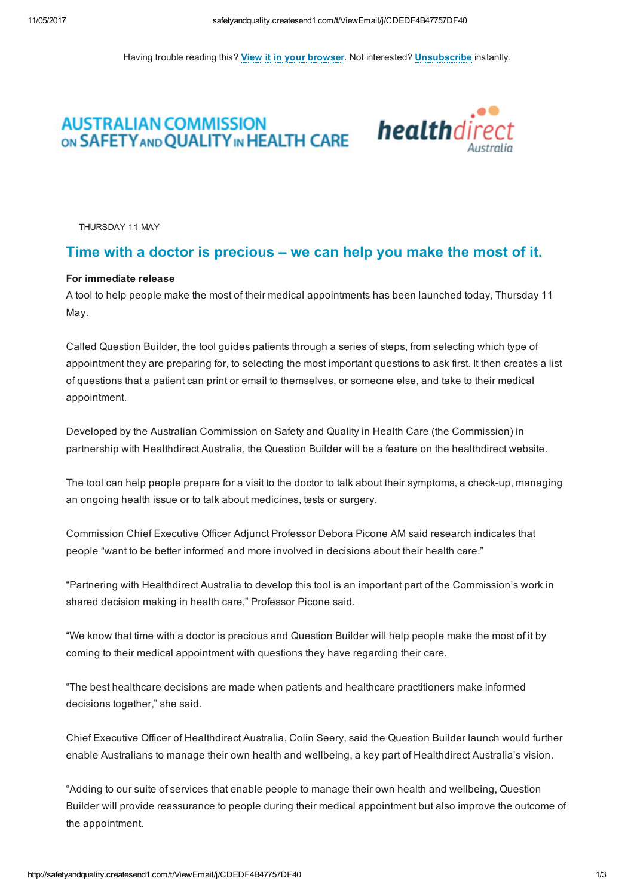Having trouble reading this? View it in your browser. Not interested? Unsubscribe instantly.

AUSTRALIAN COMMISSION ON SAFETY AND QUALITY IN HEALTH CARE

healthdirect Australia

THURSDAY 11 MAY

## Time with a doctor is precious – we can help you make the most of it.

**For immediate release**

A tool to help people make the most of their medical appointments has been launched today, Thursday 11 May.

Called Question Builder, the tool guides patients through a series of steps, from selecting which type of appointment they are preparing for, to selecting the most important questions to ask first. It then creates a list of questions that a patient can print or email to themselves, or someone else, and take to their medical appointment.

Developed by the Australian Commission on Safety and Quality in Health Care (the Commission) in partnership with Healthdirect Australia, the Question Builder will be a feature on the healthdirect website.

The tool can help people prepare for a visit to the doctor to talk about their symptoms, a check-up, managing an ongoing health issue or to talk about medicines, tests or surgery.

Commission Chief Executive Officer Adjunct Professor Debora Picone AM said research indicates that people "want to be better informed and more involved in decisions about their health care."

"Partnering with Healthdirect Australia to develop this tool is an important part of the Commission's work in shared decision making in health care," Professor Picone said.

"We know that time with a doctor is precious and Question Builder will help people make the most of it by coming to their medical appointment with questions they have regarding their care.

"The best healthcare decisions are made when patients and healthcare practitioners make informed decisions together," she said.

Chief Executive Officer of Healthdirect Australia, Colin Seery, said the Question Builder launch would further enable Australians to manage their own health and wellbeing, a key part of Healthdirect Australia's vision.

"Adding to our suite of services that enable people to manage their own health and wellbeing, Question Builder will provide reassurance to people during their medical appointment but also improve the outcome of the appointment.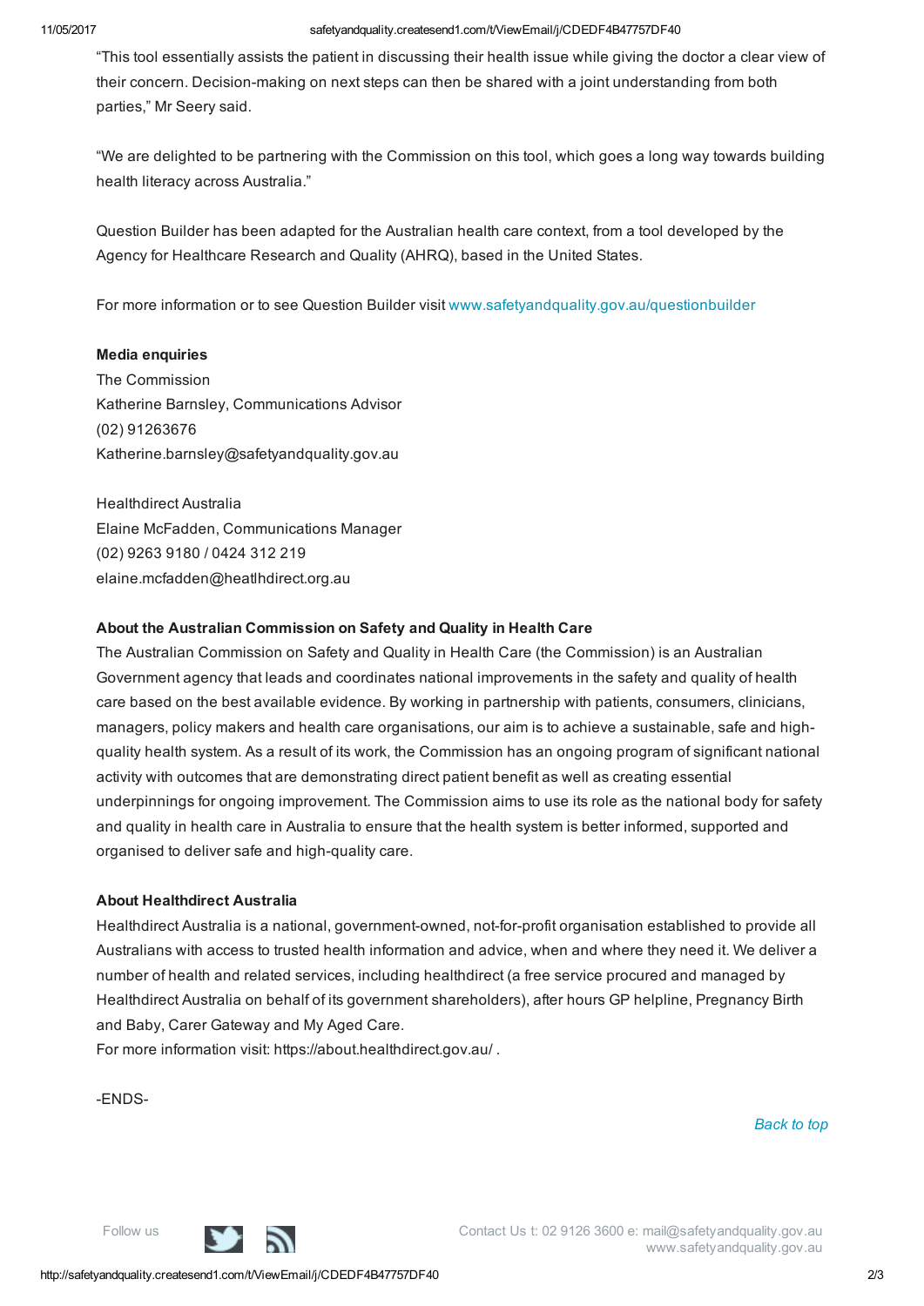"This tool essentially assists the patient in discussing their health issue while giving the doctor a clear view of their concern. Decision-making on next steps can then be shared with a joint understanding from both parties," Mr Seery said.

"We are delighted to be partnering with the Commission on this tool, which goes a long way towards building health literacy across Australia."

Question Builder has been adapted for the Australian health care context, from a tool developed by the Agency for Healthcare Research and Quality (AHRQ), based in the United States.

For more information or to see Question Builder visit www.safetyandquality.gov.au/questionbuilder

**Media enquiries**

The Commission
Katherine Barnsley, Communications Advisor
(02) 91263676
Katherine.barnsley@safetyandquality.gov.au

Healthdirect Australia
Elaine McFadden, Communications Manager
(02) 9263 9180 / 0424 312 219
elaine.mcfadden@heatlhdirect.org.au

**About the Australian Commission on Safety and Quality in Health Care**

The Australian Commission on Safety and Quality in Health Care (the Commission) is an Australian Government agency that leads and coordinates national improvements in the safety and quality of health care based on the best available evidence. By working in partnership with patients, consumers, clinicians, managers, policy makers and health care organisations, our aim is to achieve a sustainable, safe and high-quality health system. As a result of its work, the Commission has an ongoing program of significant national activity with outcomes that are demonstrating direct patient benefit as well as creating essential underpinnings for ongoing improvement. The Commission aims to use its role as the national body for safety and quality in health care in Australia to ensure that the health system is better informed, supported and organised to deliver safe and high-quality care.

**About Healthdirect Australia**

Healthdirect Australia is a national, government-owned, not-for-profit organisation established to provide all Australians with access to trusted health information and advice, when and where they need it. We deliver a number of health and related services, including healthdirect (a free service procured and managed by Healthdirect Australia on behalf of its government shareholders), after hours GP helpline, Pregnancy Birth and Baby, Carer Gateway and My Aged Care.
For more information visit: https://about.healthdirect.gov.au/ .

-ENDS-

*Back to top*

Follow us

Contact Us t: 02 9126 3600 e: mail@safetyandquality.gov.au
www.safetyandquality.gov.au